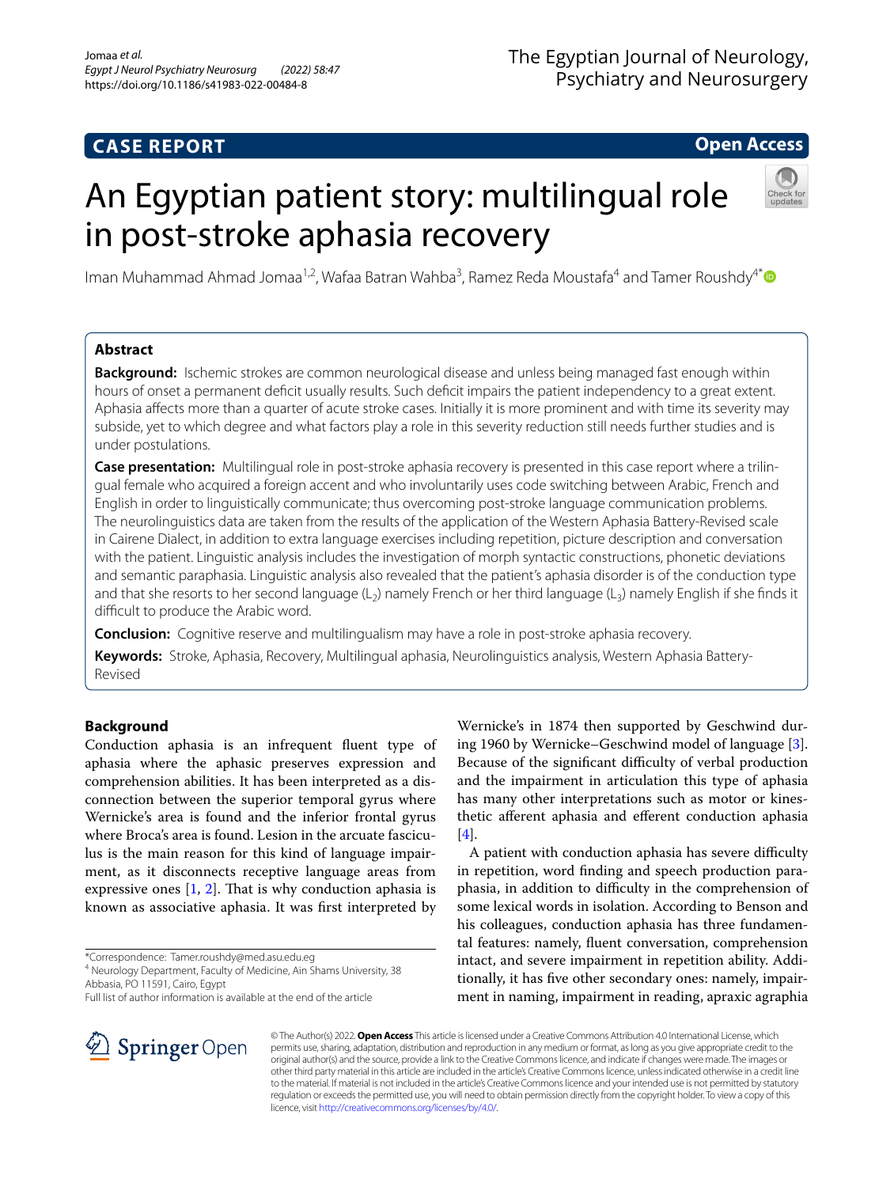CASE REPORT

Open Access

# An Egyptian patient story: multilingual role in post-stroke aphasia recovery

Iman Muhammad Ahmad Jomaa[1,2], Wafaa Batran Wahba[3], Ramez Reda Moustafa[4] and Tamer Roushdy[4*]

## Abstract

**Background:** Ischemic strokes are common neurological disease and unless being managed fast enough within hours of onset a permanent deficit usually results. Such deficit impairs the patient independency to a great extent. Aphasia affects more than a quarter of acute stroke cases. Initially it is more prominent and with time its severity may subside, yet to which degree and what factors play a role in this severity reduction still needs further studies and is under postulations.

**Case presentation:** Multilingual role in post-stroke aphasia recovery is presented in this case report where a trilingual female who acquired a foreign accent and who involuntarily uses code switching between Arabic, French and English in order to linguistically communicate; thus overcoming post-stroke language communication problems. The neurolinguistics data are taken from the results of the application of the Western Aphasia Battery-Revised scale in Cairene Dialect, in addition to extra language exercises including repetition, picture description and conversation with the patient. Linguistic analysis includes the investigation of morph syntactic constructions, phonetic deviations and semantic paraphasia. Linguistic analysis also revealed that the patient's aphasia disorder is of the conduction type and that she resorts to her second language ($L_2$) namely French or her third language ($L_3$) namely English if she finds it difficult to produce the Arabic word.

**Conclusion:** Cognitive reserve and multilingualism may have a role in post-stroke aphasia recovery.

**Keywords:** Stroke, Aphasia, Recovery, Multilingual aphasia, Neurolinguistics analysis, Western Aphasia Battery-Revised

## Background

Conduction aphasia is an infrequent fluent type of aphasia where the aphasic preserves expression and comprehension abilities. It has been interpreted as a disconnection between the superior temporal gyrus where Wernicke's area is found and the inferior frontal gyrus where Broca's area is found. Lesion in the arcuate fasciculus is the main reason for this kind of language impairment, as it disconnects receptive language areas from expressive ones [1, 2]. That is why conduction aphasia is known as associative aphasia. It was first interpreted by Wernicke's in 1874 then supported by Geschwind during 1960 by Wernicke–Geschwind model of language [3]. Because of the significant difficulty of verbal production and the impairment in articulation this type of aphasia has many other interpretations such as motor or kinesthetic afferent aphasia and efferent conduction aphasia [4].

A patient with conduction aphasia has severe difficulty in repetition, word finding and speech production paraphasia, in addition to difficulty in the comprehension of some lexical words in isolation. According to Benson and his colleagues, conduction aphasia has three fundamental features: namely, fluent conversation, comprehension intact, and severe impairment in repetition ability. Additionally, it has five other secondary ones: namely, impairment in naming, impairment in reading, apraxic agraphia

*Correspondence: Tamer.roushdy@med.asu.edu.eg
[4] Neurology Department, Faculty of Medicine, Ain Shams University, 38 Abbasia, PO 11591, Cairo, Egypt
Full list of author information is available at the end of the article

© The Author(s) 2022. **Open Access** This article is licensed under a Creative Commons Attribution 4.0 International License, which permits use, sharing, adaptation, distribution and reproduction in any medium or format, as long as you give appropriate credit to the original author(s) and the source, provide a link to the Creative Commons licence, and indicate if changes were made. The images or other third party material in this article are included in the article's Creative Commons licence, unless indicated otherwise in a credit line to the material. If material is not included in the article's Creative Commons licence and your intended use is not permitted by statutory regulation or exceeds the permitted use, you will need to obtain permission directly from the copyright holder. To view a copy of this licence, visit http://creativecommons.org/licenses/by/4.0/.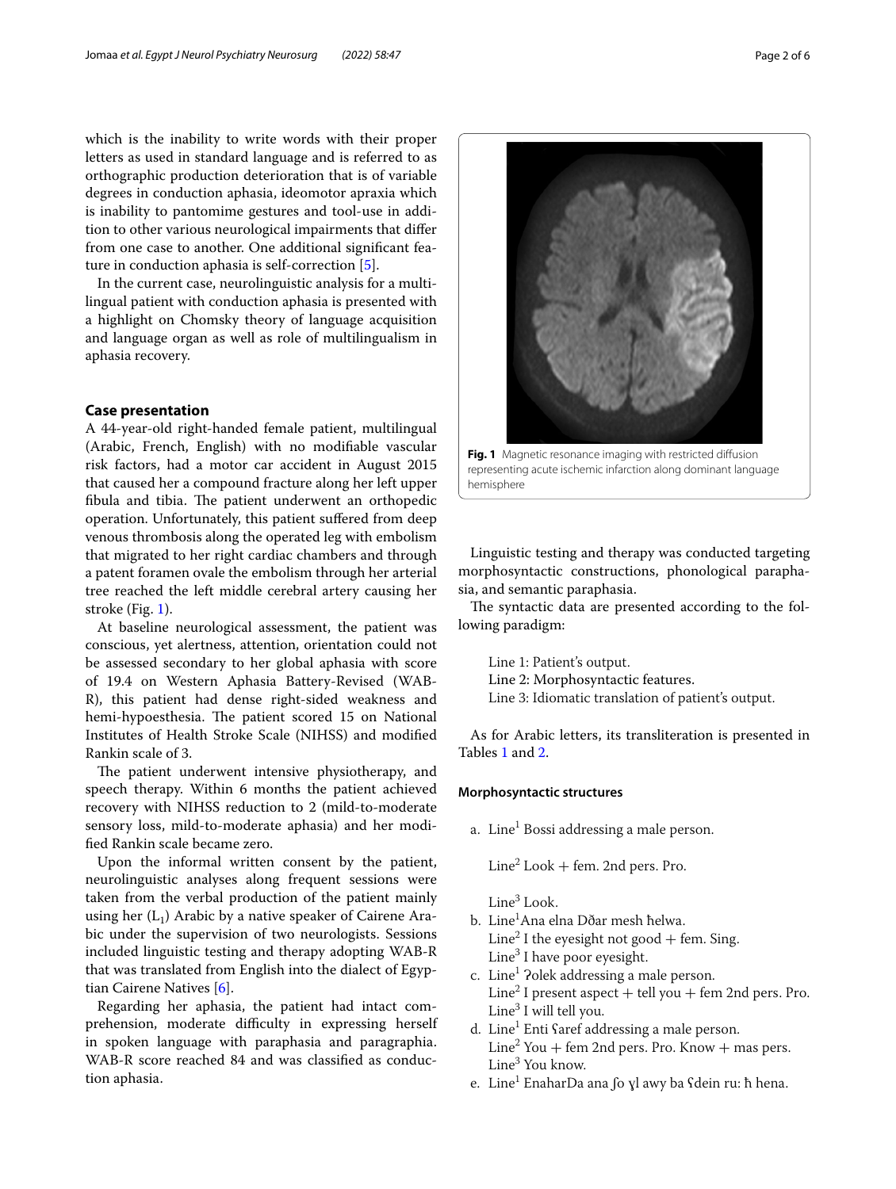which is the inability to write words with their proper letters as used in standard language and is referred to as orthographic production deterioration that is of variable degrees in conduction aphasia, ideomotor apraxia which is inability to pantomime gestures and tool-use in addition to other various neurological impairments that differ from one case to another. One additional significant feature in conduction aphasia is self-correction [5].

In the current case, neurolinguistic analysis for a multilingual patient with conduction aphasia is presented with a highlight on Chomsky theory of language acquisition and language organ as well as role of multilingualism in aphasia recovery.

## Case presentation

A 44-year-old right-handed female patient, multilingual (Arabic, French, English) with no modifiable vascular risk factors, had a motor car accident in August 2015 that caused her a compound fracture along her left upper fibula and tibia. The patient underwent an orthopedic operation. Unfortunately, this patient suffered from deep venous thrombosis along the operated leg with embolism that migrated to her right cardiac chambers and through a patent foramen ovale the embolism through her arterial tree reached the left middle cerebral artery causing her stroke (Fig. 1).

At baseline neurological assessment, the patient was conscious, yet alertness, attention, orientation could not be assessed secondary to her global aphasia with score of 19.4 on Western Aphasia Battery-Revised (WAB-R), this patient had dense right-sided weakness and hemi-hypoesthesia. The patient scored 15 on National Institutes of Health Stroke Scale (NIHSS) and modified Rankin scale of 3.

The patient underwent intensive physiotherapy, and speech therapy. Within 6 months the patient achieved recovery with NIHSS reduction to 2 (mild-to-moderate sensory loss, mild-to-moderate aphasia) and her modified Rankin scale became zero.

Upon the informal written consent by the patient, neurolinguistic analyses along frequent sessions were taken from the verbal production of the patient mainly using her ($L_1$) Arabic by a native speaker of Cairene Arabic under the supervision of two neurologists. Sessions included linguistic testing and therapy adopting WAB-R that was translated from English into the dialect of Egyptian Cairene Natives [6].

Regarding her aphasia, the patient had intact comprehension, moderate difficulty in expressing herself in spoken language with paraphasia and paragraphia. WAB-R score reached 84 and was classified as conduction aphasia.

**Fig. 1** Magnetic resonance imaging with restricted diffusion representing acute ischemic infarction along dominant language hemisphere

Linguistic testing and therapy was conducted targeting morphosyntactic constructions, phonological paraphasia, and semantic paraphasia.

The syntactic data are presented according to the following paradigm:

> Line 1: Patient's output.
> Line 2: Morphosyntactic features.
> Line 3: Idiomatic translation of patient's output.

As for Arabic letters, its transliteration is presented in Tables 1 and 2.

### Morphosyntactic structures

a. Line[1] Bossi addressing a male person.

   Line[2] Look + fem. 2nd pers. Pro.

   Line[3] Look.

b. Line[1]Ana elna Dðar mesh ħelwa.
   Line[2] I the eyesight not good + fem. Sing.
   Line[3] I have poor eyesight.

c. Line[1] ʔolek addressing a male person.
   Line[2] I present aspect + tell you + fem 2nd pers. Pro.
   Line[3] I will tell you.

d. Line[1] Enti ʕaref addressing a male person.
   Line[2] You + fem 2nd pers. Pro. Know + mas pers.
   Line[3] You know.

e. Line[1] EnaharDa ana ʃo ɣl awy ba ʕdein ru: ħ hena.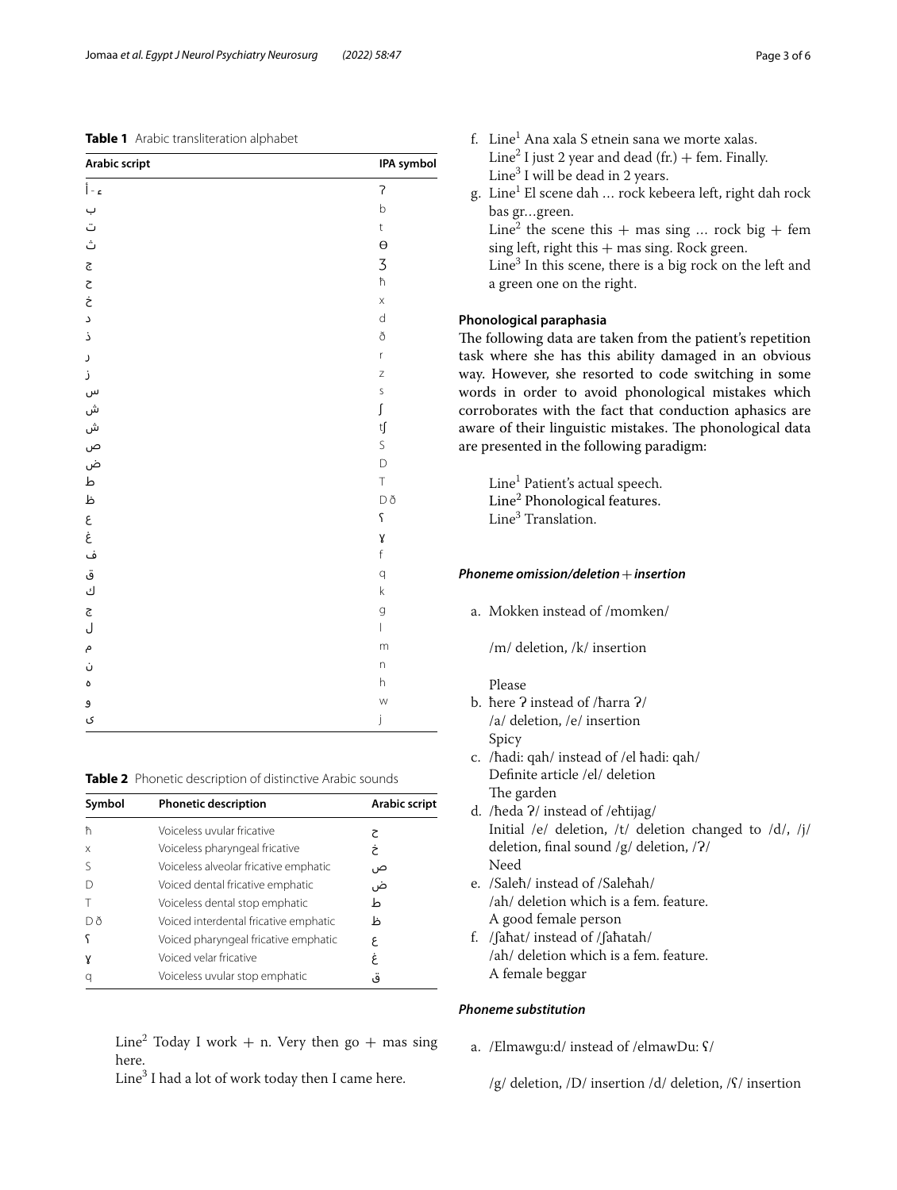**Table 1** Arabic transliteration alphabet

| Arabic script | IPA symbol |
| --- | --- |
| أ - ء | ʔ |
| ب | b |
| ت | t |
| ث | θ |
| ج | ʒ |
| ح | ħ |
| خ | x |
| د | d |
| ذ | ð |
| ر | r |
| ز | z |
| س | s |
| ش | ʃ |
| ش | tʃ |
| ص | S |
| ض | D |
| ط | T |
| ظ | D ð |
| ع | ʕ |
| غ | ɣ |
| ف | f |
| ق | q |
| ك | k |
| ج | g |
| ل | l |
| م | m |
| ن | n |
| ه | h |
| و | w |
| ى | j |

**Table 2** Phonetic description of distinctive Arabic sounds

| Symbol | Phonetic description | Arabic script |
| --- | --- | --- |
| ħ | Voiceless uvular fricative | ح |
| x | Voiceless pharyngeal fricative | خ |
| S | Voiceless alveolar fricative emphatic | ص |
| D | Voiced dental fricative emphatic | ض |
| T | Voiceless dental stop emphatic | ط |
| D ð | Voiced interdental fricative emphatic | ظ |
| ʕ | Voiced pharyngeal fricative emphatic | ع |
| ɣ | Voiced velar fricative | غ |
| q | Voiceless uvular stop emphatic | ق |

Line[2] Today I work + n. Very then go + mas sing here.
Line[3] I had a lot of work today then I came here.

f. Line[1] Ana xala S etnein sana we morte xalas.
Line[2] I just 2 year and dead (fr.) + fem. Finally.
Line[3] I will be dead in 2 years.

g. Line[1] El scene dah … rock kebeera left, right dah rock bas gr…green.
Line[2] the scene this + mas sing … rock big + fem sing left, right this + mas sing. Rock green.
Line[3] In this scene, there is a big rock on the left and a green one on the right.

### Phonological paraphasia

The following data are taken from the patient's repetition task where she has this ability damaged in an obvious way. However, she resorted to code switching in some words in order to avoid phonological mistakes which corroborates with the fact that conduction aphasics are aware of their linguistic mistakes. The phonological data are presented in the following paradigm:

Line[1] Patient's actual speech.
Line[2] Phonological features.
Line[3] Translation.

#### *Phoneme omission/deletion + insertion*

a. Mokken instead of /momken/

/m/ deletion, /k/ insertion

Please

b. ħere ʔ instead of /ħarra ʔ/
/a/ deletion, /e/ insertion
Spicy

c. /hadi: qah/ instead of /el ħadi: qah/
Definite article /el/ deletion
The garden

d. /ħeda ʔ/ instead of /eħtijag/
Initial /e/ deletion, /t/ deletion changed to /d/, /j/ deletion, final sound /g/ deletion, /ʔ/
Need

e. /Saleħ/ instead of /Saleħah/
/ah/ deletion which is a fem. feature.
A good female person

f. /ʃaħat/ instead of /ʃaħatah/
/ah/ deletion which is a fem. feature.
A female beggar

#### *Phoneme substitution*

a. /Elmawgu:d/ instead of /elmawDu: ʕ/

/g/ deletion, /D/ insertion /d/ deletion, /ʕ/ insertion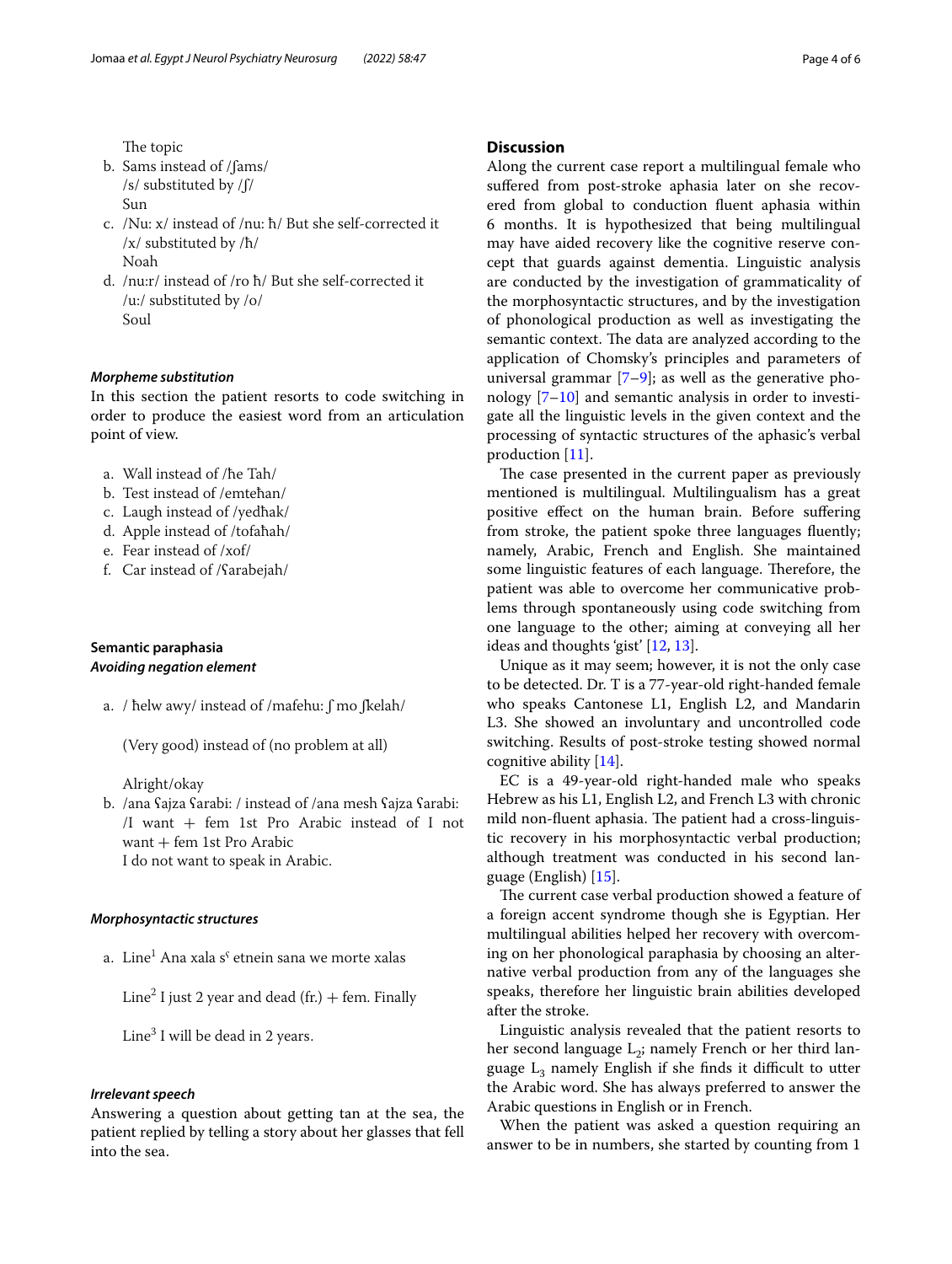The topic

b. Sams instead of /ʃams/
   /s/ substituted by /ʃ/
   Sun
c. /Nu: x/ instead of /nu: ħ/ But she self-corrected it
   /x/ substituted by /ħ/
   Noah
d. /nu:r/ instead of /ro ħ/ But she self-corrected it
   /u:/ substituted by /o/
   Soul

#### *Morpheme substitution*

In this section the patient resorts to code switching in order to produce the easiest word from an articulation point of view.

a. Wall instead of /ħe Tah/
b. Test instead of /emteħan/
c. Laugh instead of /yedħak/
d. Apple instead of /tofaħah/
e. Fear instead of /xof/
f. Car instead of /ʕarabejah/

### Semantic paraphasia

#### *Avoiding negation element*

a. / ħelw awy/ instead of /mafehu: ʃ mo ʃkelah/

   (Very good) instead of (no problem at all)

   Alright/okay
b. /ana ʕajza ʕarabi: / instead of /ana mesh ʕajza ʕarabi: /I want + fem 1st Pro Arabic instead of I not want + fem 1st Pro Arabic
   I do not want to speak in Arabic.

#### *Morphosyntactic structures*

a. Line[1] Ana xala sˤ etnein sana we morte xalas

   Line[2] I just 2 year and dead (fr.) + fem. Finally

   Line[3] I will be dead in 2 years.

#### *Irrelevant speech*

Answering a question about getting tan at the sea, the patient replied by telling a story about her glasses that fell into the sea.

## Discussion

Along the current case report a multilingual female who suffered from post-stroke aphasia later on she recovered from global to conduction fluent aphasia within 6 months. It is hypothesized that being multilingual may have aided recovery like the cognitive reserve concept that guards against dementia. Linguistic analysis are conducted by the investigation of grammaticality of the morphosyntactic structures, and by the investigation of phonological production as well as investigating the semantic context. The data are analyzed according to the application of Chomsky's principles and parameters of universal grammar [7–9]; as well as the generative phonology [7–10] and semantic analysis in order to investigate all the linguistic levels in the given context and the processing of syntactic structures of the aphasic's verbal production [11].

The case presented in the current paper as previously mentioned is multilingual. Multilingualism has a great positive effect on the human brain. Before suffering from stroke, the patient spoke three languages fluently; namely, Arabic, French and English. She maintained some linguistic features of each language. Therefore, the patient was able to overcome her communicative problems through spontaneously using code switching from one language to the other; aiming at conveying all her ideas and thoughts 'gist' [12, 13].

Unique as it may seem; however, it is not the only case to be detected. Dr. T is a 77-year-old right-handed female who speaks Cantonese L1, English L2, and Mandarin L3. She showed an involuntary and uncontrolled code switching. Results of post-stroke testing showed normal cognitive ability [14].

EC is a 49-year-old right-handed male who speaks Hebrew as his L1, English L2, and French L3 with chronic mild non-fluent aphasia. The patient had a cross-linguistic recovery in his morphosyntactic verbal production; although treatment was conducted in his second language (English) [15].

The current case verbal production showed a feature of a foreign accent syndrome though she is Egyptian. Her multilingual abilities helped her recovery with overcoming on her phonological paraphasia by choosing an alternative verbal production from any of the languages she speaks, therefore her linguistic brain abilities developed after the stroke.

Linguistic analysis revealed that the patient resorts to her second language $L_2$; namely French or her third language $L_3$ namely English if she finds it difficult to utter the Arabic word. She has always preferred to answer the Arabic questions in English or in French.

When the patient was asked a question requiring an answer to be in numbers, she started by counting from 1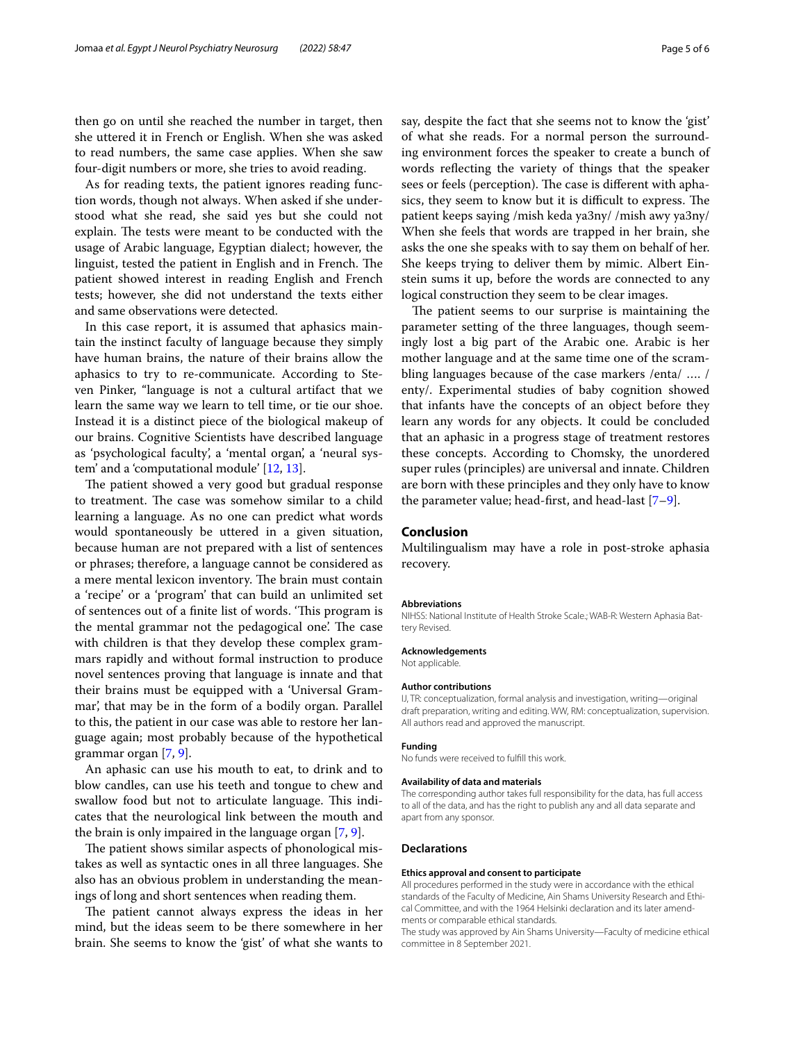then go on until she reached the number in target, then she uttered it in French or English. When she was asked to read numbers, the same case applies. When she saw four-digit numbers or more, she tries to avoid reading.

As for reading texts, the patient ignores reading function words, though not always. When asked if she understood what she read, she said yes but she could not explain. The tests were meant to be conducted with the usage of Arabic language, Egyptian dialect; however, the linguist, tested the patient in English and in French. The patient showed interest in reading English and French tests; however, she did not understand the texts either and same observations were detected.

In this case report, it is assumed that aphasics maintain the instinct faculty of language because they simply have human brains, the nature of their brains allow the aphasics to try to re-communicate. According to Steven Pinker, "language is not a cultural artifact that we learn the same way we learn to tell time, or tie our shoe. Instead it is a distinct piece of the biological makeup of our brains. Cognitive Scientists have described language as 'psychological faculty', a 'mental organ', a 'neural system' and a 'computational module' [12, 13].

The patient showed a very good but gradual response to treatment. The case was somehow similar to a child learning a language. As no one can predict what words would spontaneously be uttered in a given situation, because human are not prepared with a list of sentences or phrases; therefore, a language cannot be considered as a mere mental lexicon inventory. The brain must contain a 'recipe' or a 'program' that can build an unlimited set of sentences out of a finite list of words. 'This program is the mental grammar not the pedagogical one'. The case with children is that they develop these complex grammars rapidly and without formal instruction to produce novel sentences proving that language is innate and that their brains must be equipped with a 'Universal Grammar', that may be in the form of a bodily organ. Parallel to this, the patient in our case was able to restore her language again; most probably because of the hypothetical grammar organ [7, 9].

An aphasic can use his mouth to eat, to drink and to blow candles, can use his teeth and tongue to chew and swallow food but not to articulate language. This indicates that the neurological link between the mouth and the brain is only impaired in the language organ [7, 9].

The patient shows similar aspects of phonological mistakes as well as syntactic ones in all three languages. She also has an obvious problem in understanding the meanings of long and short sentences when reading them.

The patient cannot always express the ideas in her mind, but the ideas seem to be there somewhere in her brain. She seems to know the 'gist' of what she wants to say, despite the fact that she seems not to know the 'gist' of what she reads. For a normal person the surrounding environment forces the speaker to create a bunch of words reflecting the variety of things that the speaker sees or feels (perception). The case is different with aphasics, they seem to know but it is difficult to express. The patient keeps saying /mish keda ya3ny/ /mish awy ya3ny/ When she feels that words are trapped in her brain, she asks the one she speaks with to say them on behalf of her. She keeps trying to deliver them by mimic. Albert Einstein sums it up, before the words are connected to any logical construction they seem to be clear images.

The patient seems to our surprise is maintaining the parameter setting of the three languages, though seemingly lost a big part of the Arabic one. Arabic is her mother language and at the same time one of the scrambling languages because of the case markers /enta/ …. / enty/. Experimental studies of baby cognition showed that infants have the concepts of an object before they learn any words for any objects. It could be concluded that an aphasic in a progress stage of treatment restores these concepts. According to Chomsky, the unordered super rules (principles) are universal and innate. Children are born with these principles and they only have to know the parameter value; head-first, and head-last [7–9].

## Conclusion

Multilingualism may have a role in post-stroke aphasia recovery.

#### Abbreviations

NIHSS: National Institute of Health Stroke Scale.; WAB-R: Western Aphasia Battery Revised.

#### Acknowledgements

Not applicable.

#### Author contributions

IJ, TR: conceptualization, formal analysis and investigation, writing—original draft preparation, writing and editing. WW, RM: conceptualization, supervision. All authors read and approved the manuscript.

#### Funding

No funds were received to fulfill this work.

#### Availability of data and materials

The corresponding author takes full responsibility for the data, has full access to all of the data, and has the right to publish any and all data separate and apart from any sponsor.

### Declarations

#### Ethics approval and consent to participate

All procedures performed in the study were in accordance with the ethical standards of the Faculty of Medicine, Ain Shams University Research and Ethical Committee, and with the 1964 Helsinki declaration and its later amendments or comparable ethical standards.

The study was approved by Ain Shams University—Faculty of medicine ethical committee in 8 September 2021.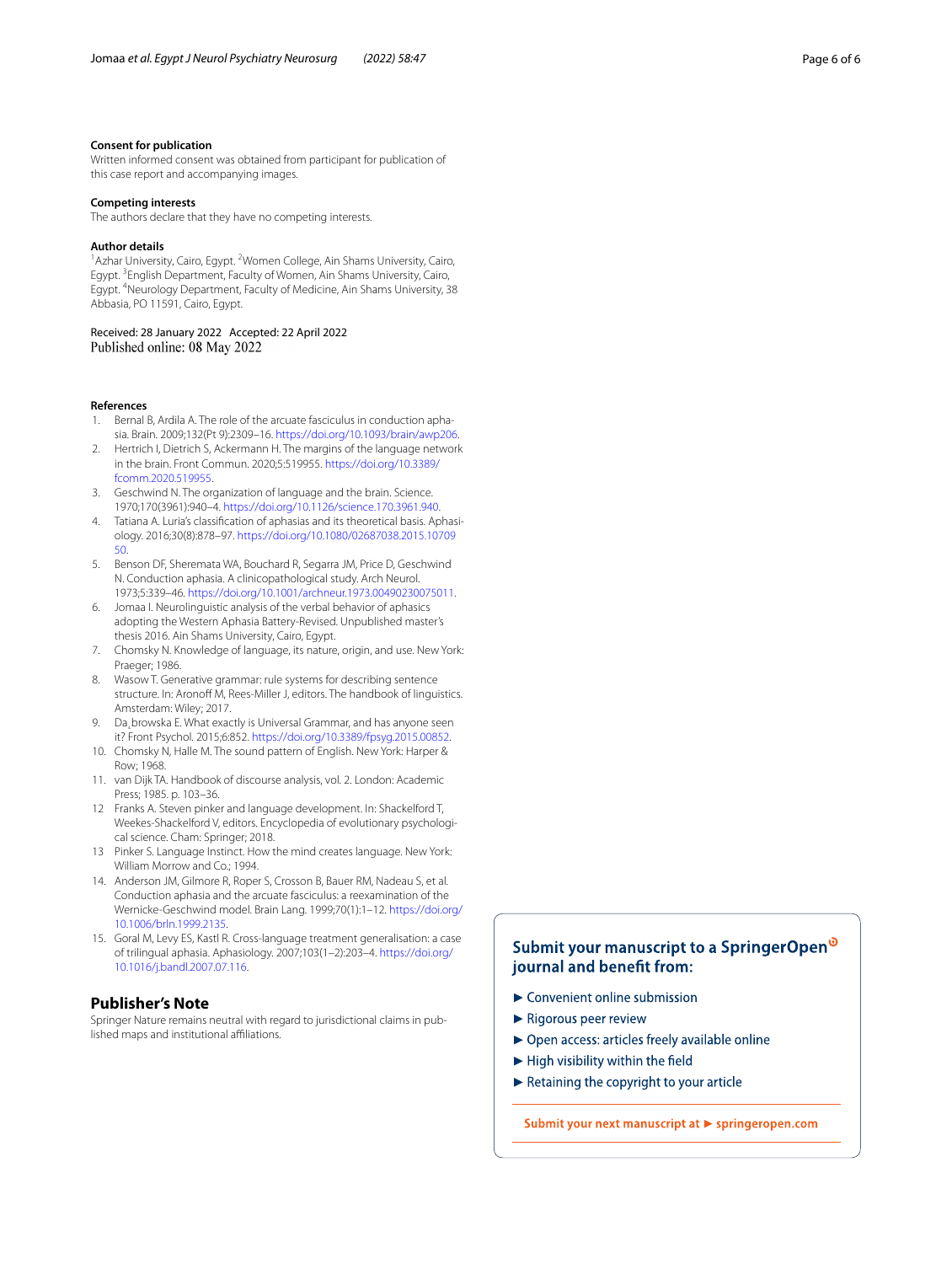**Consent for publication**

Written informed consent was obtained from participant for publication of this case report and accompanying images.

**Competing interests**

The authors declare that they have no competing interests.

**Author details**

[1]Azhar University, Cairo, Egypt. [2]Women College, Ain Shams University, Cairo, Egypt. [3]English Department, Faculty of Women, Ain Shams University, Cairo, Egypt. [4]Neurology Department, Faculty of Medicine, Ain Shams University, 38 Abbasia, PO 11591, Cairo, Egypt.

Received: 28 January 2022 Accepted: 22 April 2022
Published online: 08 May 2022

**References**

1. Bernal B, Ardila A. The role of the arcuate fasciculus in conduction aphasia. Brain. 2009;132(Pt 9):2309–16. https://doi.org/10.1093/brain/awp206.
2. Hertrich I, Dietrich S, Ackermann H. The margins of the language network in the brain. Front Commun. 2020;5:519955. https://doi.org/10.3389/fcomm.2020.519955.
3. Geschwind N. The organization of language and the brain. Science. 1970;170(3961):940–4. https://doi.org/10.1126/science.170.3961.940.
4. Tatiana A. Luria's classification of aphasias and its theoretical basis. Aphasiology. 2016;30(8):878–97. https://doi.org/10.1080/02687038.2015.1070950.
5. Benson DF, Sheremata WA, Bouchard R, Segarra JM, Price D, Geschwind N. Conduction aphasia. A clinicopathological study. Arch Neurol. 1973;5:339–46. https://doi.org/10.1001/archneur.1973.00490230075011.
6. Jomaa I. Neurolinguistic analysis of the verbal behavior of aphasics adopting the Western Aphasia Battery-Revised. Unpublished master's thesis 2016. Ain Shams University, Cairo, Egypt.
7. Chomsky N. Knowledge of language, its nature, origin, and use. New York: Praeger; 1986.
8. Wasow T. Generative grammar: rule systems for describing sentence structure. In: Aronoff M, Rees-Miller J, editors. The handbook of linguistics. Amsterdam: Wiley; 2017.
9. Da¸browska E. What exactly is Universal Grammar, and has anyone seen it? Front Psychol. 2015;6:852. https://doi.org/10.3389/fpsyg.2015.00852.
10. Chomsky N, Halle M. The sound pattern of English. New York: Harper & Row; 1968.
11. van Dijk TA. Handbook of discourse analysis, vol. 2. London: Academic Press; 1985. p. 103–36.
12. Franks A. Steven pinker and language development. In: Shackelford T, Weekes-Shackelford V, editors. Encyclopedia of evolutionary psychological science. Cham: Springer; 2018.
13. Pinker S. Language Instinct. How the mind creates language. New York: William Morrow and Co.; 1994.
14. Anderson JM, Gilmore R, Roper S, Crosson B, Bauer RM, Nadeau S, et al. Conduction aphasia and the arcuate fasciculus: a reexamination of the Wernicke-Geschwind model. Brain Lang. 1999;70(1):1–12. https://doi.org/10.1006/brln.1999.2135.
15. Goral M, Levy ES, Kastl R. Cross-language treatment generalisation: a case of trilingual aphasia. Aphasiology. 2007;103(1–2):203–4. https://doi.org/10.1016/j.bandl.2007.07.116.

## Publisher's Note

Springer Nature remains neutral with regard to jurisdictional claims in published maps and institutional affiliations.

**Submit your manuscript to a SpringerOpen journal and benefit from:**

- ► Convenient online submission
- ► Rigorous peer review
- ► Open access: articles freely available online
- ► High visibility within the field
- ► Retaining the copyright to your article

**Submit your next manuscript at ► springeropen.com**